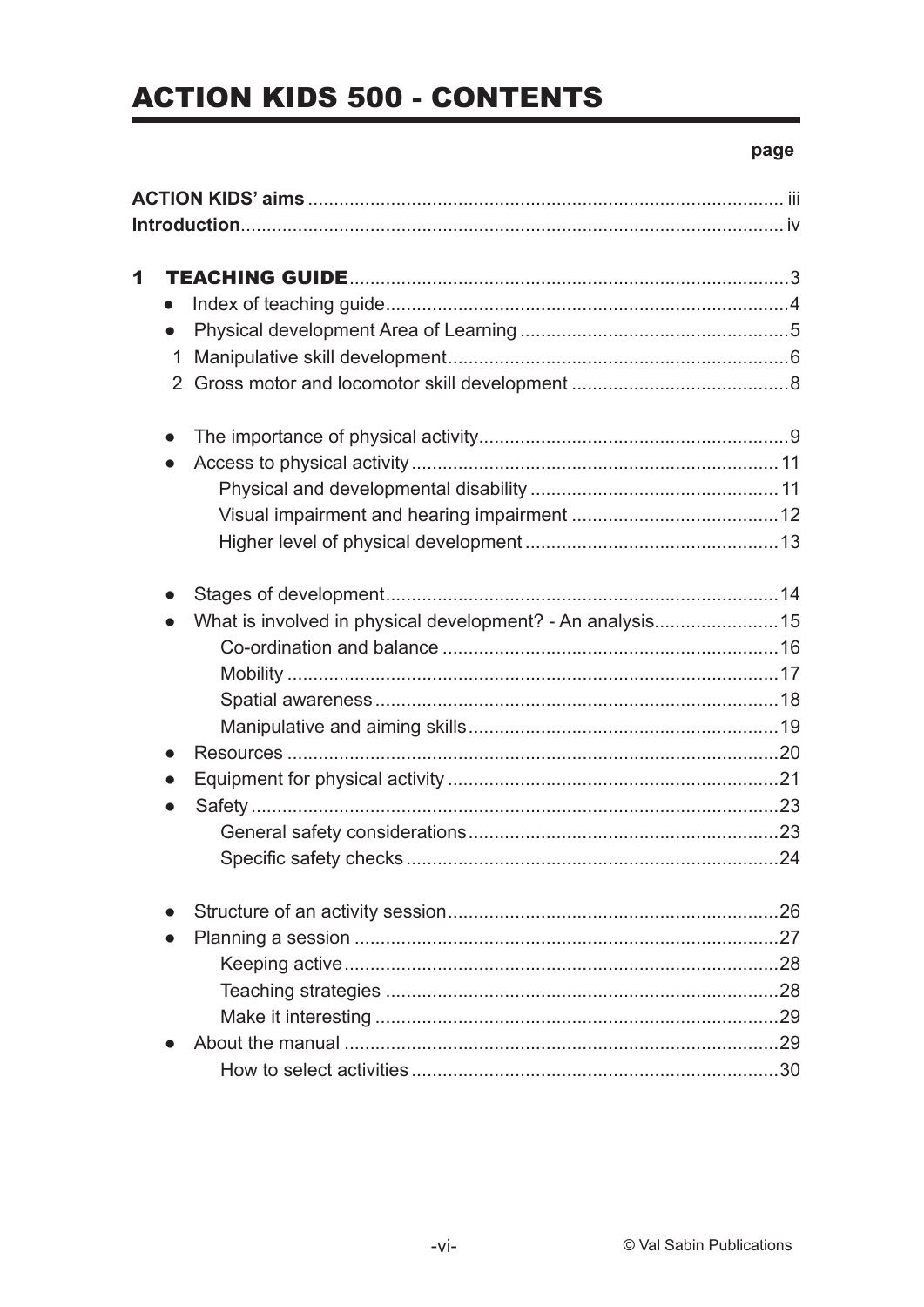# ACTION KIDS 500 - CONTENTS

page

**ACTION KIDS' aims** ........................................................................................ iii
**Introduction**.................................................................................................... iv

**1 TEACHING GUIDE** ......................................................................................3

- Index of teaching guide..........................................................................4
- Physical development Area of Learning ...............................................5

1 Manipulative skill development...............................................................6
2 Gross motor and locomotor skill development .......................................8

- The importance of physical activity.........................................................9
- Access to physical activity .....................................................................11
  - Physical and developmental disability ..............................................11
  - Visual impairment and hearing impairment .......................................12
  - Higher level of physical development ...............................................13

- Stages of development..........................................................................14
- What is involved in physical development? - An analysis......................15
  - Co-ordination and balance ................................................................16
  - Mobility ..............................................................................................17
  - Spatial awareness .............................................................................18
  - Manipulative and aiming skills...........................................................19
- Resources ..............................................................................................20
- Equipment for physical activity ..............................................................21
- Safety .....................................................................................................23
  - General safety considerations...........................................................23
  - Specific safety checks .......................................................................24

- Structure of an activity session..............................................................26
- Planning a session .................................................................................27
  - Keeping active...................................................................................28
  - Teaching strategies ...........................................................................28
  - Make it interesting .............................................................................29
- About the manual ...................................................................................29
  - How to select activities .....................................................................30

© Val Sabin Publications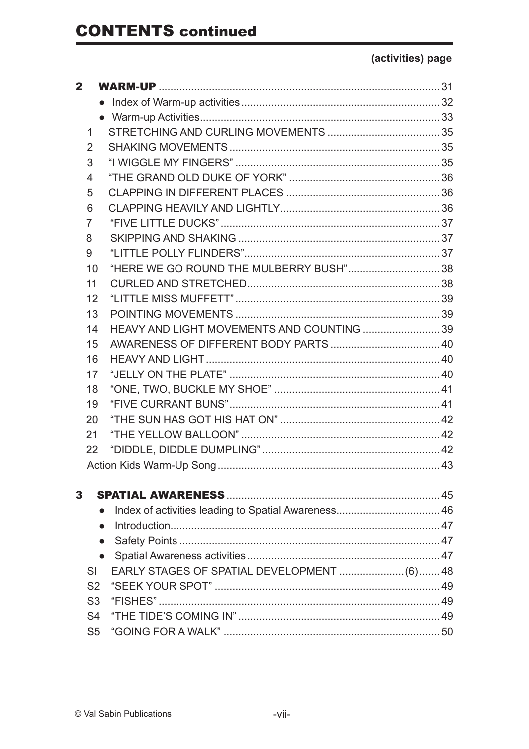# CONTENTS continued

**(activities) page**

| | | |
|---|---|---|
| **2** | **WARM-UP** | 31 |
| | ● Index of Warm-up activities | 32 |
| | ● Warm-up Activities | 33 |
| 1 | STRETCHING AND CURLING MOVEMENTS | 35 |
| 2 | SHAKING MOVEMENTS | 35 |
| 3 | "I WIGGLE MY FINGERS" | 35 |
| 4 | "THE GRAND OLD DUKE OF YORK" | 36 |
| 5 | CLAPPING IN DIFFERENT PLACES | 36 |
| 6 | CLAPPING HEAVILY AND LIGHTLY | 36 |
| 7 | "FIVE LITTLE DUCKS" | 37 |
| 8 | SKIPPING AND SHAKING | 37 |
| 9 | "LITTLE POLLY FLINDERS" | 37 |
| 10 | "HERE WE GO ROUND THE MULBERRY BUSH" | 38 |
| 11 | CURLED AND STRETCHED | 38 |
| 12 | "LITTLE MISS MUFFETT" | 39 |
| 13 | POINTING MOVEMENTS | 39 |
| 14 | HEAVY AND LIGHT MOVEMENTS AND COUNTING | 39 |
| 15 | AWARENESS OF DIFFERENT BODY PARTS | 40 |
| 16 | HEAVY AND LIGHT | 40 |
| 17 | "JELLY ON THE PLATE" | 40 |
| 18 | "ONE, TWO, BUCKLE MY SHOE" | 41 |
| 19 | "FIVE CURRANT BUNS" | 41 |
| 20 | "THE SUN HAS GOT HIS HAT ON" | 42 |
| 21 | "THE YELLOW BALLOON" | 42 |
| 22 | "DIDDLE, DIDDLE DUMPLING" | 42 |
| | Action Kids Warm-Up Song | 43 |
| **3** | **SPATIAL AWARENESS** | 45 |
| | ● Index of activities leading to Spatial Awareness | 46 |
| | ● Introduction | 47 |
| | ● Safety Points | 47 |
| | ● Spatial Awareness activities | 47 |
| SI | EARLY STAGES OF SPATIAL DEVELOPMENT (6) | 48 |
| S2 | "SEEK YOUR SPOT" | 49 |
| S3 | "FISHES" | 49 |
| S4 | "THE TIDE'S COMING IN" | 49 |
| S5 | "GOING FOR A WALK" | 50 |

© Val Sabin Publications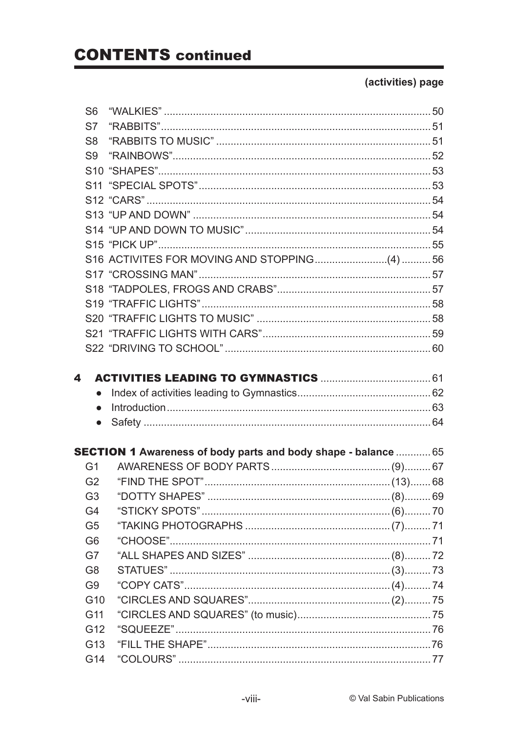## CONTENTS continued

**(activities) page**

| | | |
|---|---|---|
| S6 | "WALKIES" | 50 |
| S7 | "RABBITS" | 51 |
| S8 | "RABBITS TO MUSIC" | 51 |
| S9 | "RAINBOWS" | 52 |
| S10 | "SHAPES" | 53 |
| S11 | "SPECIAL SPOTS" | 53 |
| S12 | "CARS" | 54 |
| S13 | "UP AND DOWN" | 54 |
| S14 | "UP AND DOWN TO MUSIC" | 54 |
| S15 | "PICK UP" | 55 |
| S16 | ACTIVITES FOR MOVING AND STOPPING (4) | 56 |
| S17 | "CROSSING MAN" | 57 |
| S18 | "TADPOLES, FROGS AND CRABS" | 57 |
| S19 | "TRAFFIC LIGHTS" | 58 |
| S20 | "TRAFFIC LIGHTS TO MUSIC" | 58 |
| S21 | "TRAFFIC LIGHTS WITH CARS" | 59 |
| S22 | "DRIVING TO SCHOOL" | 60 |

### 4 ACTIVITIES LEADING TO GYMNASTICS ..... 61

- Index of activities leading to Gymnastics ..... 62
- Introduction ..... 63
- Safety ..... 64

**SECTION 1** **Awareness of body parts and body shape - balance** ..... 65

| | | | |
|---|---|---|---|
| G1 | AWARENESS OF BODY PARTS | (9) | 67 |
| G2 | "FIND THE SPOT" | (13) | 68 |
| G3 | "DOTTY SHAPES" | (8) | 69 |
| G4 | "STICKY SPOTS" | (6) | 70 |
| G5 | "TAKING PHOTOGRAPHS | (7) | 71 |
| G6 | "CHOOSE" | | 71 |
| G7 | "ALL SHAPES AND SIZES" | (8) | 72 |
| G8 | STATUES" | (3) | 73 |
| G9 | "COPY CATS" | (4) | 74 |
| G10 | "CIRCLES AND SQUARES" | (2) | 75 |
| G11 | "CIRCLES AND SQUARES" (to music) | | 75 |
| G12 | "SQUEEZE" | | 76 |
| G13 | "FILL THE SHAPE" | | 76 |
| G14 | "COLOURS" | | 77 |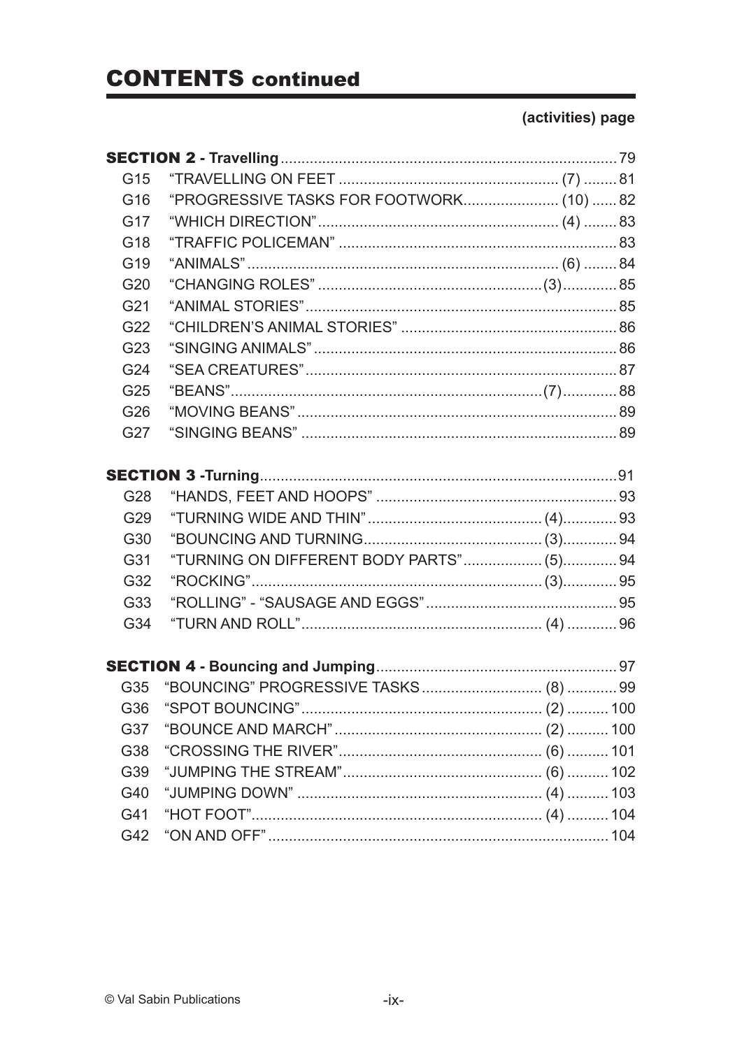# CONTENTS continued

**(activities) page**

| | | | |
|---|---|---|---|
| **SECTION 2 - Travelling** | | | 79 |
| G15 | "TRAVELLING ON FEET | (7) | 81 |
| G16 | "PROGRESSIVE TASKS FOR FOOTWORK | (10) | 82 |
| G17 | "WHICH DIRECTION" | (4) | 83 |
| G18 | "TRAFFIC POLICEMAN" | | 83 |
| G19 | "ANIMALS" | (6) | 84 |
| G20 | "CHANGING ROLES" | (3) | 85 |
| G21 | "ANIMAL STORIES" | | 85 |
| G22 | "CHILDREN'S ANIMAL STORIES" | | 86 |
| G23 | "SINGING ANIMALS" | | 86 |
| G24 | "SEA CREATURES" | | 87 |
| G25 | "BEANS" | (7) | 88 |
| G26 | "MOVING BEANS" | | 89 |
| G27 | "SINGING BEANS" | | 89 |
| **SECTION 3 -Turning** | | | 91 |
| G28 | "HANDS, FEET AND HOOPS" | | 93 |
| G29 | "TURNING WIDE AND THIN" | (4) | 93 |
| G30 | "BOUNCING AND TURNING | (3) | 94 |
| G31 | "TURNING ON DIFFERENT BODY PARTS" | (5) | 94 |
| G32 | "ROCKING" | (3) | 95 |
| G33 | "ROLLING" - "SAUSAGE AND EGGS" | | 95 |
| G34 | "TURN AND ROLL" | (4) | 96 |
| **SECTION 4 - Bouncing and Jumping** | | | 97 |
| G35 | "BOUNCING" PROGRESSIVE TASKS | (8) | 99 |
| G36 | "SPOT BOUNCING" | (2) | 100 |
| G37 | "BOUNCE AND MARCH" | (2) | 100 |
| G38 | "CROSSING THE RIVER" | (6) | 101 |
| G39 | "JUMPING THE STREAM" | (6) | 102 |
| G40 | "JUMPING DOWN" | (4) | 103 |
| G41 | "HOT FOOT" | (4) | 104 |
| G42 | "ON AND OFF" | | 104 |

© Val Sabin Publications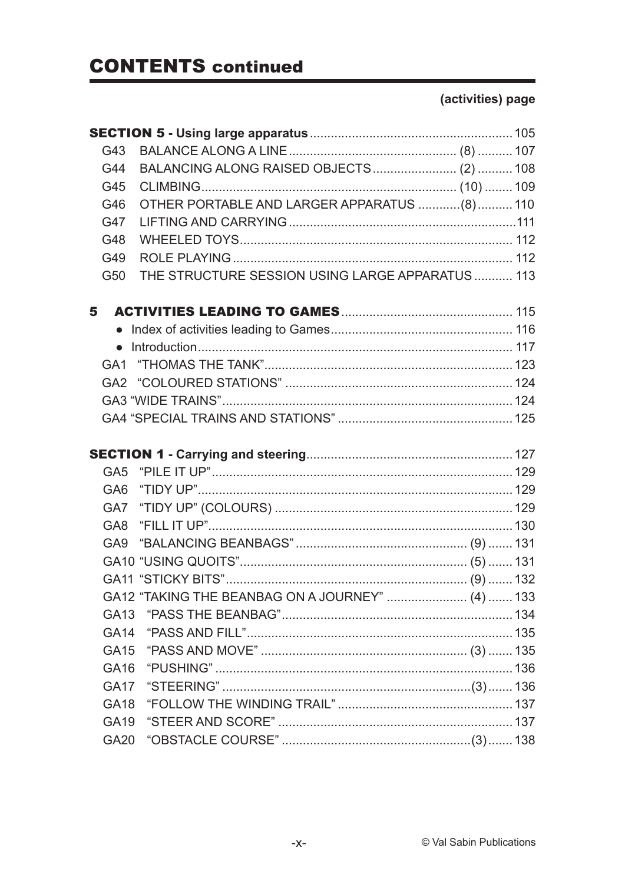# CONTENTS continued

| | | (activities) | page |
|---|---|---|---|
| **SECTION 5 - Using large apparatus** | | | 105 |
| G43 | BALANCE ALONG A LINE | (8) | 107 |
| G44 | BALANCING ALONG RAISED OBJECTS | (2) | 108 |
| G45 | CLIMBING | (10) | 109 |
| G46 | OTHER PORTABLE AND LARGER APPARATUS | (8) | 110 |
| G47 | LIFTING AND CARRYING | | 111 |
| G48 | WHEELED TOYS | | 112 |
| G49 | ROLE PLAYING | | 112 |
| G50 | THE STRUCTURE SESSION USING LARGE APPARATUS | | 113 |
| **5** | **ACTIVITIES LEADING TO GAMES** | | 115 |
| ● | Index of activities leading to Games | | 116 |
| ● | Introduction | | 117 |
| GA1 | "THOMAS THE TANK" | | 123 |
| GA2 | "COLOURED STATIONS" | | 124 |
| GA3 | "WIDE TRAINS" | | 124 |
| GA4 | "SPECIAL TRAINS AND STATIONS" | | 125 |
| **SECTION 1 - Carrying and steering** | | | 127 |
| GA5 | "PILE IT UP" | | 129 |
| GA6 | "TIDY UP" | | 129 |
| GA7 | "TIDY UP" (COLOURS) | | 129 |
| GA8 | "FILL IT UP" | | 130 |
| GA9 | "BALANCING BEANBAGS" | (9) | 131 |
| GA10 | "USING QUOITS" | (5) | 131 |
| GA11 | "STICKY BITS" | (9) | 132 |
| GA12 | "TAKING THE BEANBAG ON A JOURNEY" | (4) | 133 |
| GA13 | "PASS THE BEANBAG" | | 134 |
| GA14 | "PASS AND FILL" | | 135 |
| GA15 | "PASS AND MOVE" | (3) | 135 |
| GA16 | "PUSHING" | | 136 |
| GA17 | "STEERING" | (3) | 136 |
| GA18 | "FOLLOW THE WINDING TRAIL" | | 137 |
| GA19 | "STEER AND SCORE" | | 137 |
| GA20 | "OBSTACLE COURSE" | (3) | 138 |

© Val Sabin Publications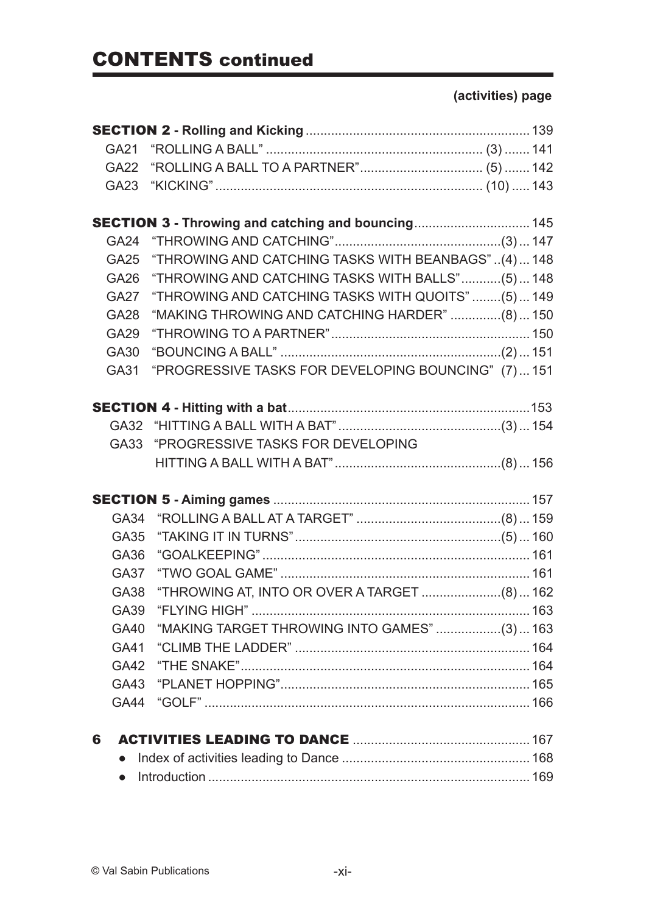# CONTENTS continued

**(activities) page**

**SECTION 2 - Rolling and Kicking** .......... 139

- GA21 "ROLLING A BALL" .......... (3) .......... 141
- GA22 "ROLLING A BALL TO A PARTNER" .......... (5) .......... 142
- GA23 "KICKING" .......... (10) .......... 143

**SECTION 3 - Throwing and catching and bouncing** .......... 145

- GA24 "THROWING AND CATCHING" .......... (3) ... 147
- GA25 "THROWING AND CATCHING TASKS WITH BEANBAGS" .. (4) ... 148
- GA26 "THROWING AND CATCHING TASKS WITH BALLS" .......... (5) ... 148
- GA27 "THROWING AND CATCHING TASKS WITH QUOITS" .......... (5) ... 149
- GA28 "MAKING THROWING AND CATCHING HARDER" .......... (8) ... 150
- GA29 "THROWING TO A PARTNER" .......... 150
- GA30 "BOUNCING A BALL" .......... (2) ... 151
- GA31 "PROGRESSIVE TASKS FOR DEVELOPING BOUNCING" (7) ... 151

**SECTION 4 - Hitting with a bat** .......... 153

- GA32 "HITTING A BALL WITH A BAT" .......... (3) ... 154
- GA33 "PROGRESSIVE TASKS FOR DEVELOPING HITTING A BALL WITH A BAT" .......... (8) ... 156

**SECTION 5 - Aiming games** .......... 157

- GA34 "ROLLING A BALL AT A TARGET" .......... (8) ... 159
- GA35 "TAKING IT IN TURNS" .......... (5) ... 160
- GA36 "GOALKEEPING" .......... 161
- GA37 "TWO GOAL GAME" .......... 161
- GA38 "THROWING AT, INTO OR OVER A TARGET .......... (8) ... 162
- GA39 "FLYING HIGH" .......... 163
- GA40 "MAKING TARGET THROWING INTO GAMES" .......... (3) ... 163
- GA41 "CLIMB THE LADDER" .......... 164
- GA42 "THE SNAKE" .......... 164
- GA43 "PLANET HOPPING" .......... 165
- GA44 "GOLF" .......... 166

**6 ACTIVITIES LEADING TO DANCE** .......... 167

- Index of activities leading to Dance .......... 168
- Introduction .......... 169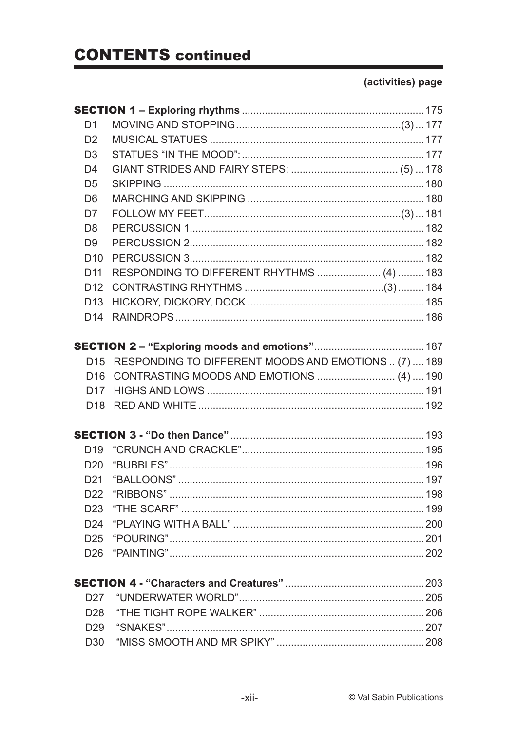# CONTENTS continued

**(activities) page**

| | | |
|---|---|---|
| **SECTION 1 – Exploring rhythms** | | 175 |
| D1 | MOVING AND STOPPING (3) | 177 |
| D2 | MUSICAL STATUES | 177 |
| D3 | STATUES "IN THE MOOD": | 177 |
| D4 | GIANT STRIDES AND FAIRY STEPS: (5) | 178 |
| D5 | SKIPPING | 180 |
| D6 | MARCHING AND SKIPPING | 180 |
| D7 | FOLLOW MY FEET (3) | 181 |
| D8 | PERCUSSION 1 | 182 |
| D9 | PERCUSSION 2 | 182 |
| D10 | PERCUSSION 3 | 182 |
| D11 | RESPONDING TO DIFFERENT RHYTHMS (4) | 183 |
| D12 | CONTRASTING RHYTHMS (3) | 184 |
| D13 | HICKORY, DICKORY, DOCK | 185 |
| D14 | RAINDROPS | 186 |
| **SECTION 2 – "Exploring moods and emotions"** | | 187 |
| D15 | RESPONDING TO DIFFERENT MOODS AND EMOTIONS (7) | 189 |
| D16 | CONTRASTING MOODS AND EMOTIONS (4) | 190 |
| D17 | HIGHS AND LOWS | 191 |
| D18 | RED AND WHITE | 192 |
| **SECTION 3 - "Do then Dance"** | | 193 |
| D19 | "CRUNCH AND CRACKLE" | 195 |
| D20 | "BUBBLES" | 196 |
| D21 | "BALLOONS" | 197 |
| D22 | "RIBBONS" | 198 |
| D23 | "THE SCARF" | 199 |
| D24 | "PLAYING WITH A BALL" | 200 |
| D25 | "POURING" | 201 |
| D26 | "PAINTING" | 202 |
| **SECTION 4 - "Characters and Creatures"** | | 203 |
| D27 | "UNDERWATER WORLD" | 205 |
| D28 | "THE TIGHT ROPE WALKER" | 206 |
| D29 | "SNAKES" | 207 |
| D30 | "MISS SMOOTH AND MR SPIKY" | 208 |

© Val Sabin Publications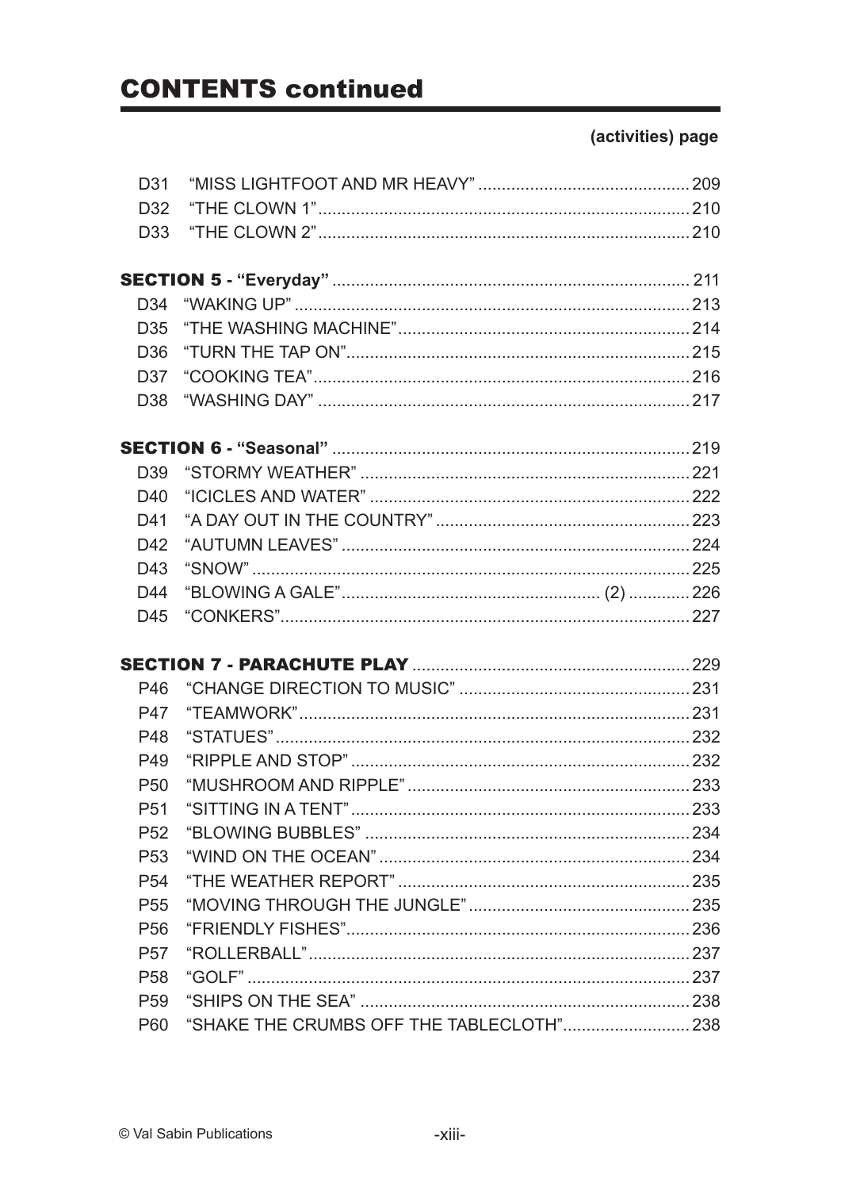# CONTENTS continued

**(activities) page**

| | | |
|---|---|---|
| D31 | "MISS LIGHTFOOT AND MR HEAVY" | 209 |
| D32 | "THE CLOWN 1" | 210 |
| D33 | "THE CLOWN 2" | 210 |
| **SECTION 5 - "Everyday"** | | 211 |
| D34 | "WAKING UP" | 213 |
| D35 | "THE WASHING MACHINE" | 214 |
| D36 | "TURN THE TAP ON" | 215 |
| D37 | "COOKING TEA" | 216 |
| D38 | "WASHING DAY" | 217 |
| **SECTION 6 - "Seasonal"** | | 219 |
| D39 | "STORMY WEATHER" | 221 |
| D40 | "ICICLES AND WATER" | 222 |
| D41 | "A DAY OUT IN THE COUNTRY" | 223 |
| D42 | "AUTUMN LEAVES" | 224 |
| D43 | "SNOW" | 225 |
| D44 | "BLOWING A GALE" (2) | 226 |
| D45 | "CONKERS" | 227 |
| **SECTION 7 - PARACHUTE PLAY** | | 229 |
| P46 | "CHANGE DIRECTION TO MUSIC" | 231 |
| P47 | "TEAMWORK" | 231 |
| P48 | "STATUES" | 232 |
| P49 | "RIPPLE AND STOP" | 232 |
| P50 | "MUSHROOM AND RIPPLE" | 233 |
| P51 | "SITTING IN A TENT" | 233 |
| P52 | "BLOWING BUBBLES" | 234 |
| P53 | "WIND ON THE OCEAN" | 234 |
| P54 | "THE WEATHER REPORT" | 235 |
| P55 | "MOVING THROUGH THE JUNGLE" | 235 |
| P56 | "FRIENDLY FISHES" | 236 |
| P57 | "ROLLERBALL" | 237 |
| P58 | "GOLF" | 237 |
| P59 | "SHIPS ON THE SEA" | 238 |
| P60 | "SHAKE THE CRUMBS OFF THE TABLECLOTH" | 238 |

© Val Sabin Publications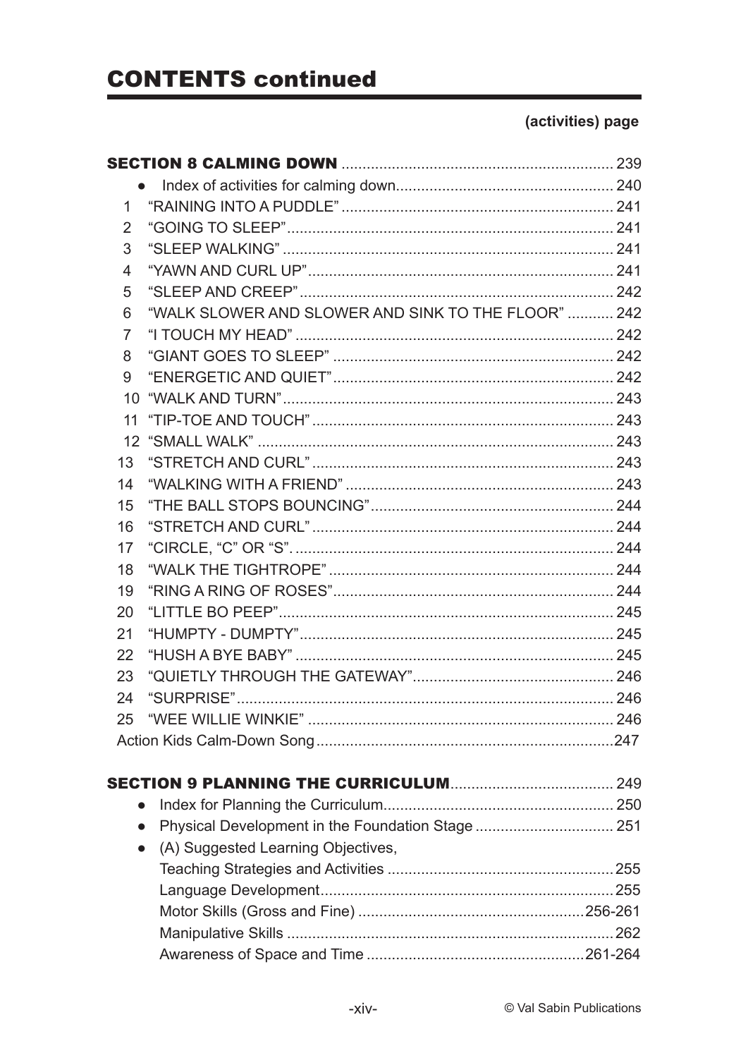# CONTENTS continued

**(activities) page**

| | | |
|---|---|---|
| **SECTION 8 CALMING DOWN** | | 239 |
| ● | Index of activities for calming down | 240 |
| 1 | "RAINING INTO A PUDDLE" | 241 |
| 2 | "GOING TO SLEEP" | 241 |
| 3 | "SLEEP WALKING" | 241 |
| 4 | "YAWN AND CURL UP" | 241 |
| 5 | "SLEEP AND CREEP" | 242 |
| 6 | "WALK SLOWER AND SLOWER AND SINK TO THE FLOOR" | 242 |
| 7 | "I TOUCH MY HEAD" | 242 |
| 8 | "GIANT GOES TO SLEEP" | 242 |
| 9 | "ENERGETIC AND QUIET" | 242 |
| 10 | "WALK AND TURN" | 243 |
| 11 | "TIP-TOE AND TOUCH" | 243 |
| 12 | "SMALL WALK" | 243 |
| 13 | "STRETCH AND CURL" | 243 |
| 14 | "WALKING WITH A FRIEND" | 243 |
| 15 | "THE BALL STOPS BOUNCING" | 244 |
| 16 | "STRETCH AND CURL" | 244 |
| 17 | "CIRCLE, "C" OR "S". | 244 |
| 18 | "WALK THE TIGHTROPE" | 244 |
| 19 | "RING A RING OF ROSES" | 244 |
| 20 | "LITTLE BO PEEP" | 245 |
| 21 | "HUMPTY - DUMPTY" | 245 |
| 22 | "HUSH A BYE BABY" | 245 |
| 23 | "QUIETLY THROUGH THE GATEWAY" | 246 |
| 24 | "SURPRISE" | 246 |
| 25 | "WEE WILLIE WINKIE" | 246 |
| Action Kids Calm-Down Song | | 247 |

| | | |
|---|---|---|
| **SECTION 9 PLANNING THE CURRICULUM** | | 249 |
| ● | Index for Planning the Curriculum | 250 |
| ● | Physical Development in the Foundation Stage | 251 |
| ● | (A) Suggested Learning Objectives, Teaching Strategies and Activities | 255 |
| | Language Development | 255 |
| | Motor Skills (Gross and Fine) | 256-261 |
| | Manipulative Skills | 262 |
| | Awareness of Space and Time | 261-264 |

© Val Sabin Publications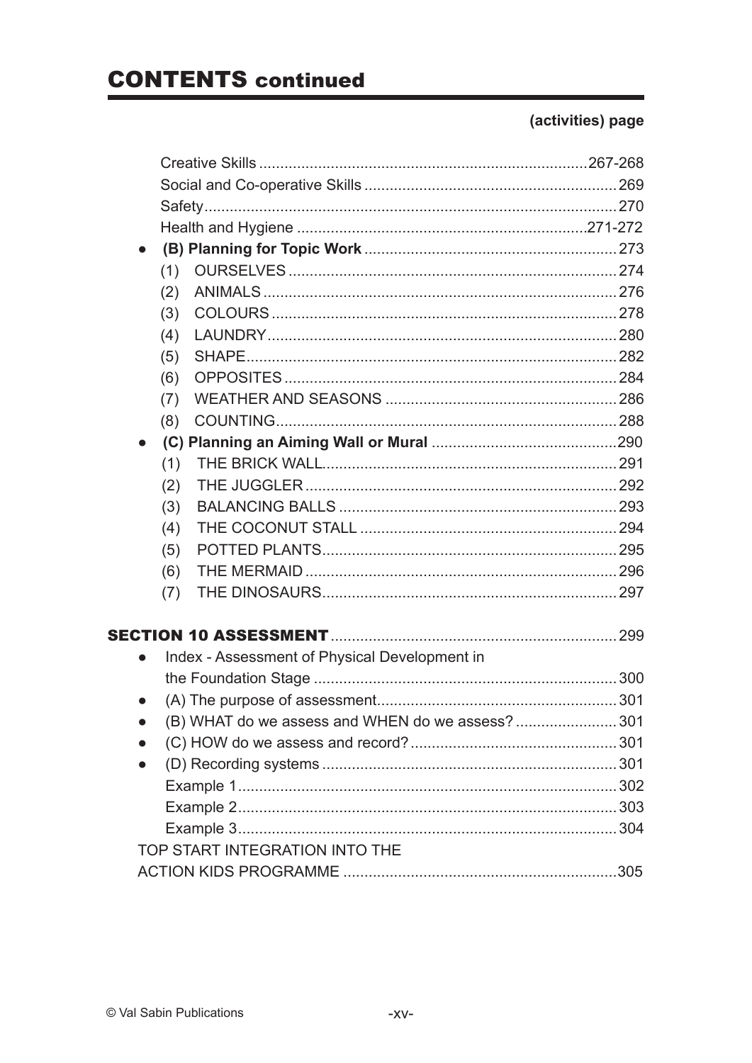# CONTENTS continued

**(activities) page**

Creative Skills .......... 267-268
Social and Co-operative Skills .......... 269
Safety .......... 270
Health and Hygiene .......... 271-272

- **(B) Planning for Topic Work** .......... 273
  (1) OURSELVES .......... 274
  (2) ANIMALS .......... 276
  (3) COLOURS .......... 278
  (4) LAUNDRY .......... 280
  (5) SHAPE .......... 282
  (6) OPPOSITES .......... 284
  (7) WEATHER AND SEASONS .......... 286
  (8) COUNTING .......... 288
- **(C) Planning an Aiming Wall or Mural** .......... 290
  (1) THE BRICK WALL .......... 291
  (2) THE JUGGLER .......... 292
  (3) BALANCING BALLS .......... 293
  (4) THE COCONUT STALL .......... 294
  (5) POTTED PLANTS .......... 295
  (6) THE MERMAID .......... 296
  (7) THE DINOSAURS .......... 297

**SECTION 10 ASSESSMENT** .......... 299

- Index - Assessment of Physical Development in the Foundation Stage .......... 300
- (A) The purpose of assessment .......... 301
- (B) WHAT do we assess and WHEN do we assess? .......... 301
- (C) HOW do we assess and record? .......... 301
- (D) Recording systems .......... 301
  Example 1 .......... 302
  Example 2 .......... 303
  Example 3 .......... 304

TOP START INTEGRATION INTO THE ACTION KIDS PROGRAMME .......... 305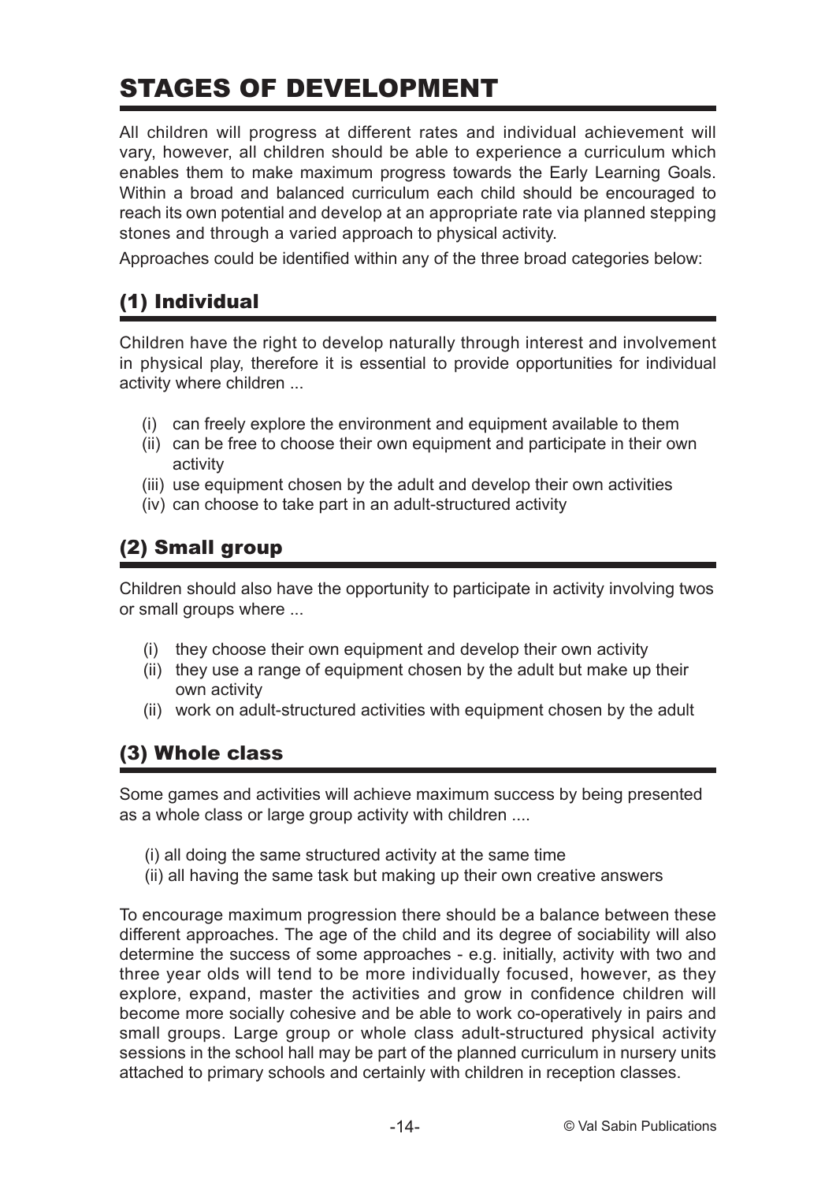# STAGES OF DEVELOPMENT

All children will progress at different rates and individual achievement will vary, however, all children should be able to experience a curriculum which enables them to make maximum progress towards the Early Learning Goals. Within a broad and balanced curriculum each child should be encouraged to reach its own potential and develop at an appropriate rate via planned stepping stones and through a varied approach to physical activity.

Approaches could be identified within any of the three broad categories below:

## (1) Individual

Children have the right to develop naturally through interest and involvement in physical play, therefore it is essential to provide opportunities for individual activity where children ...

- (i) can freely explore the environment and equipment available to them
- (ii) can be free to choose their own equipment and participate in their own activity
- (iii) use equipment chosen by the adult and develop their own activities
- (iv) can choose to take part in an adult-structured activity

## (2) Small group

Children should also have the opportunity to participate in activity involving twos or small groups where ...

- (i) they choose their own equipment and develop their own activity
- (ii) they use a range of equipment chosen by the adult but make up their own activity
- (ii) work on adult-structured activities with equipment chosen by the adult

## (3) Whole class

Some games and activities will achieve maximum success by being presented as a whole class or large group activity with children ....

- (i) all doing the same structured activity at the same time
- (ii) all having the same task but making up their own creative answers

To encourage maximum progression there should be a balance between these different approaches. The age of the child and its degree of sociability will also determine the success of some approaches - e.g. initially, activity with two and three year olds will tend to be more individually focused, however, as they explore, expand, master the activities and grow in confidence children will become more socially cohesive and be able to work co-operatively in pairs and small groups. Large group or whole class adult-structured physical activity sessions in the school hall may be part of the planned curriculum in nursery units attached to primary schools and certainly with children in reception classes.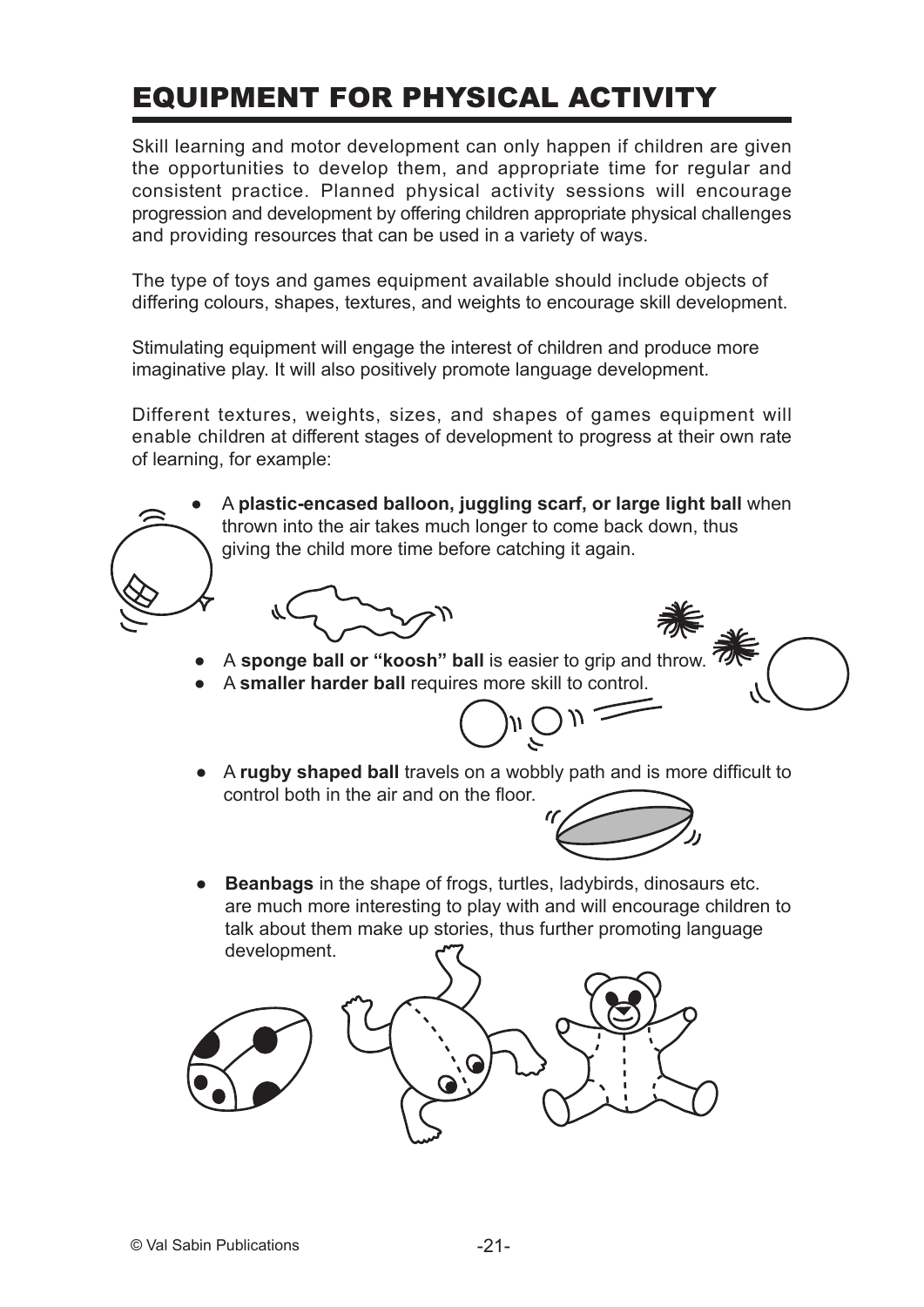# EQUIPMENT FOR PHYSICAL ACTIVITY

Skill learning and motor development can only happen if children are given the opportunities to develop them, and appropriate time for regular and consistent practice. Planned physical activity sessions will encourage progression and development by offering children appropriate physical challenges and providing resources that can be used in a variety of ways.

The type of toys and games equipment available should include objects of differing colours, shapes, textures, and weights to encourage skill development.

Stimulating equipment will engage the interest of children and produce more imaginative play. It will also positively promote language development.

Different textures, weights, sizes, and shapes of games equipment will enable children at different stages of development to progress at their own rate of learning, for example:

- A **plastic-encased balloon, juggling scarf, or large light ball** when thrown into the air takes much longer to come back down, thus giving the child more time before catching it again.
- A **sponge ball or "koosh" ball** is easier to grip and throw.
- A **smaller harder ball** requires more skill to control.
- A **rugby shaped ball** travels on a wobbly path and is more difficult to control both in the air and on the floor.
- **Beanbags** in the shape of frogs, turtles, ladybirds, dinosaurs etc. are much more interesting to play with and will encourage children to talk about them make up stories, thus further promoting language development.

© Val Sabin Publications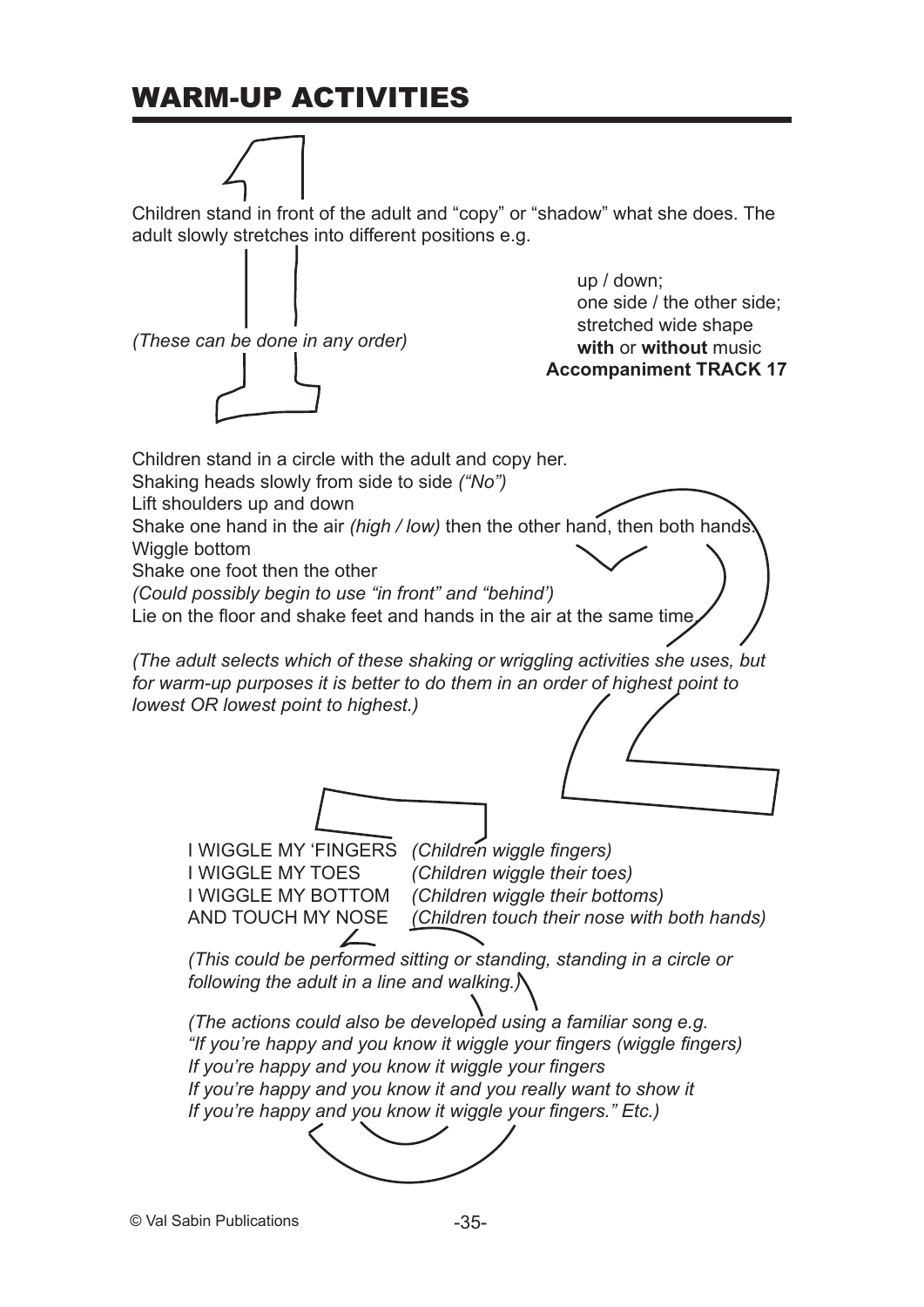# WARM-UP ACTIVITIES

## 1

Children stand in front of the adult and "copy" or "shadow" what she does. The adult slowly stretches into different positions e.g.

up / down;
one side / the other side;
stretched wide shape
**with** or **without** music

*(These can be done in any order)*

**Accompaniment TRACK 17**

## 2

Children stand in a circle with the adult and copy her.
Shaking heads slowly from side to side *("No")*
Lift shoulders up and down
Shake one hand in the air *(high / low)* then the other hand, then both hands.
Wiggle bottom
Shake one foot then the other
*(Could possibly begin to use "in front" and "behind')*
Lie on the floor and shake feet and hands in the air at the same time.

*(The adult selects which of these shaking or wriggling activities she uses, but for warm-up purposes it is better to do them in an order of highest point to lowest OR lowest point to highest.)*

## 3

I WIGGLE MY 'FINGERS *(Children wiggle fingers)*
I WIGGLE MY TOES *(Children wiggle their toes)*
I WIGGLE MY BOTTOM *(Children wiggle their bottoms)*
AND TOUCH MY NOSE *(Children touch their nose with both hands)*

*(This could be performed sitting or standing, standing in a circle or following the adult in a line and walking.)*

*(The actions could also be developed using a familiar song e.g.*
*"If you're happy and you know it wiggle your fingers (wiggle fingers)*
*If you're happy and you know it wiggle your fingers*
*If you're happy and you know it and you really want to show it*
*If you're happy and you know it wiggle your fingers." Etc.)*

© Val Sabin Publications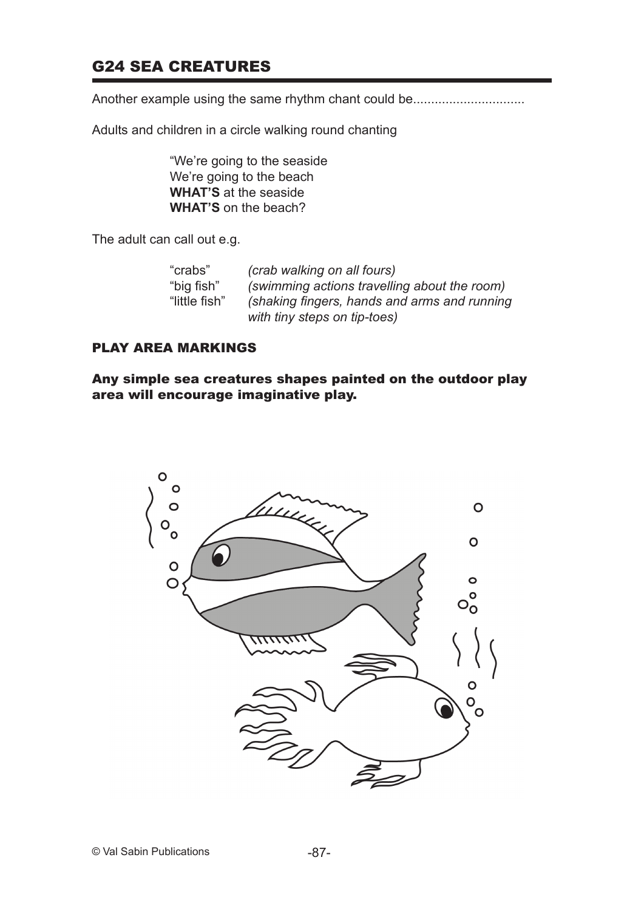## G24 SEA CREATURES

Another example using the same rhythm chant could be...............................

Adults and children in a circle walking round chanting

> "We're going to the seaside
> We're going to the beach
> **WHAT'S** at the seaside
> **WHAT'S** on the beach?

The adult can call out e.g.

| | |
|---|---|
| "crabs" | *(crab walking on all fours)* |
| "big fish" | *(swimming actions travelling about the room)* |
| "little fish" | *(shaking fingers, hands and arms and running with tiny steps on tip-toes)* |

### PLAY AREA MARKINGS

**Any simple sea creatures shapes painted on the outdoor play area will encourage imaginative play.**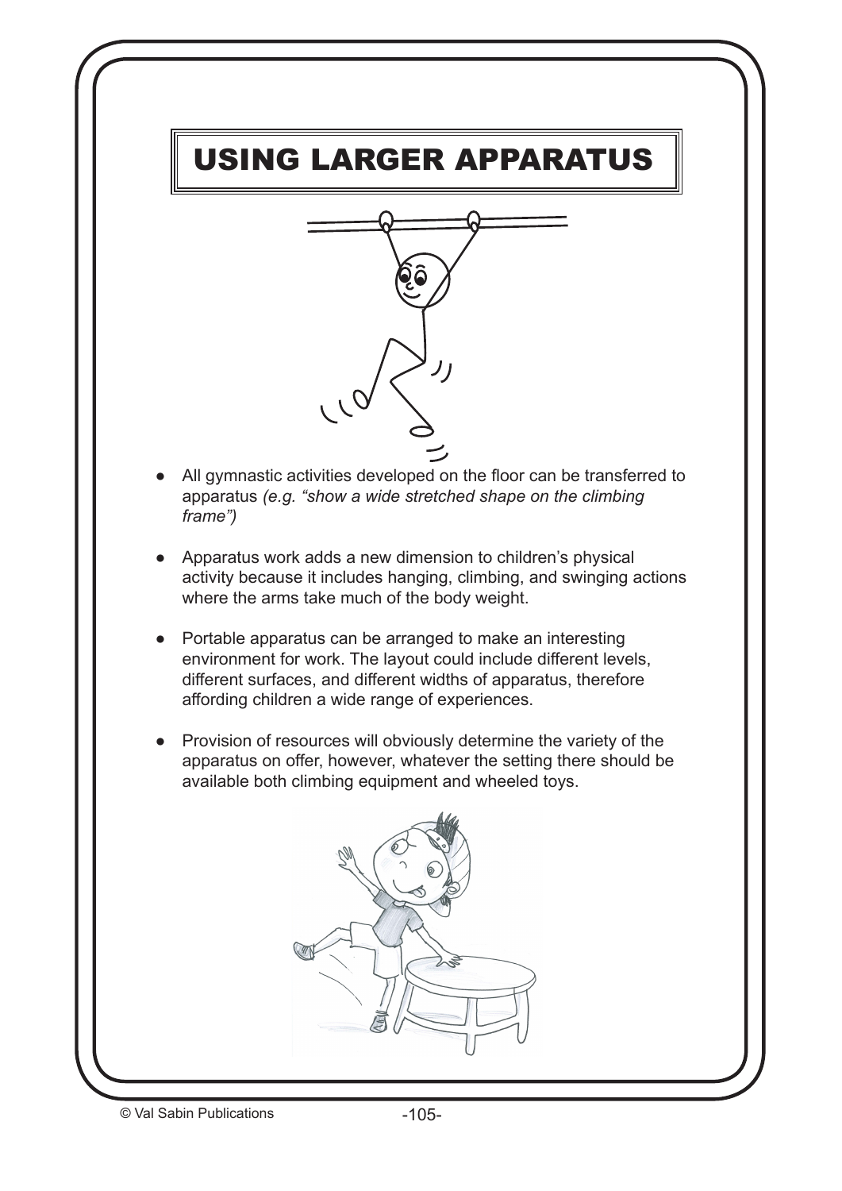# USING LARGER APPARATUS

- All gymnastic activities developed on the floor can be transferred to apparatus *(e.g. "show a wide stretched shape on the climbing frame")*

- Apparatus work adds a new dimension to children's physical activity because it includes hanging, climbing, and swinging actions where the arms take much of the body weight.

- Portable apparatus can be arranged to make an interesting environment for work. The layout could include different levels, different surfaces, and different widths of apparatus, therefore affording children a wide range of experiences.

- Provision of resources will obviously determine the variety of the apparatus on offer, however, whatever the setting there should be available both climbing equipment and wheeled toys.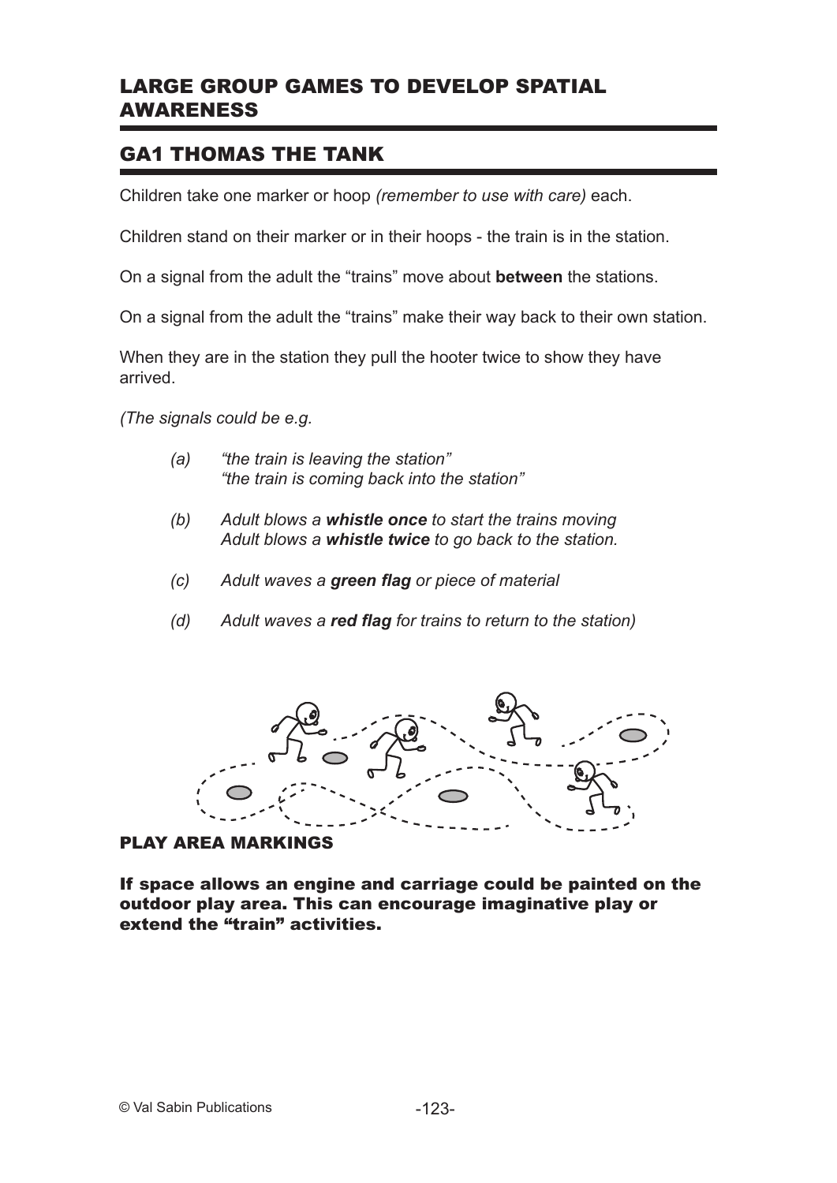## LARGE GROUP GAMES TO DEVELOP SPATIAL AWARENESS

## GA1 THOMAS THE TANK

Children take one marker or hoop *(remember to use with care)* each.

Children stand on their marker or in their hoops - the train is in the station.

On a signal from the adult the "trains" move about **between** the stations.

On a signal from the adult the "trains" make their way back to their own station.

When they are in the station they pull the hooter twice to show they have arrived.

*(The signals could be e.g.*

*(a) "the train is leaving the station"*
*"the train is coming back into the station"*

*(b) Adult blows a **whistle once** to start the trains moving*
*Adult blows a **whistle twice** to go back to the station.*

*(c) Adult waves a **green flag** or piece of material*

*(d) Adult waves a **red flag** for trains to return to the station)*

### PLAY AREA MARKINGS

**If space allows an engine and carriage could be painted on the outdoor play area. This can encourage imaginative play or extend the "train" activities.**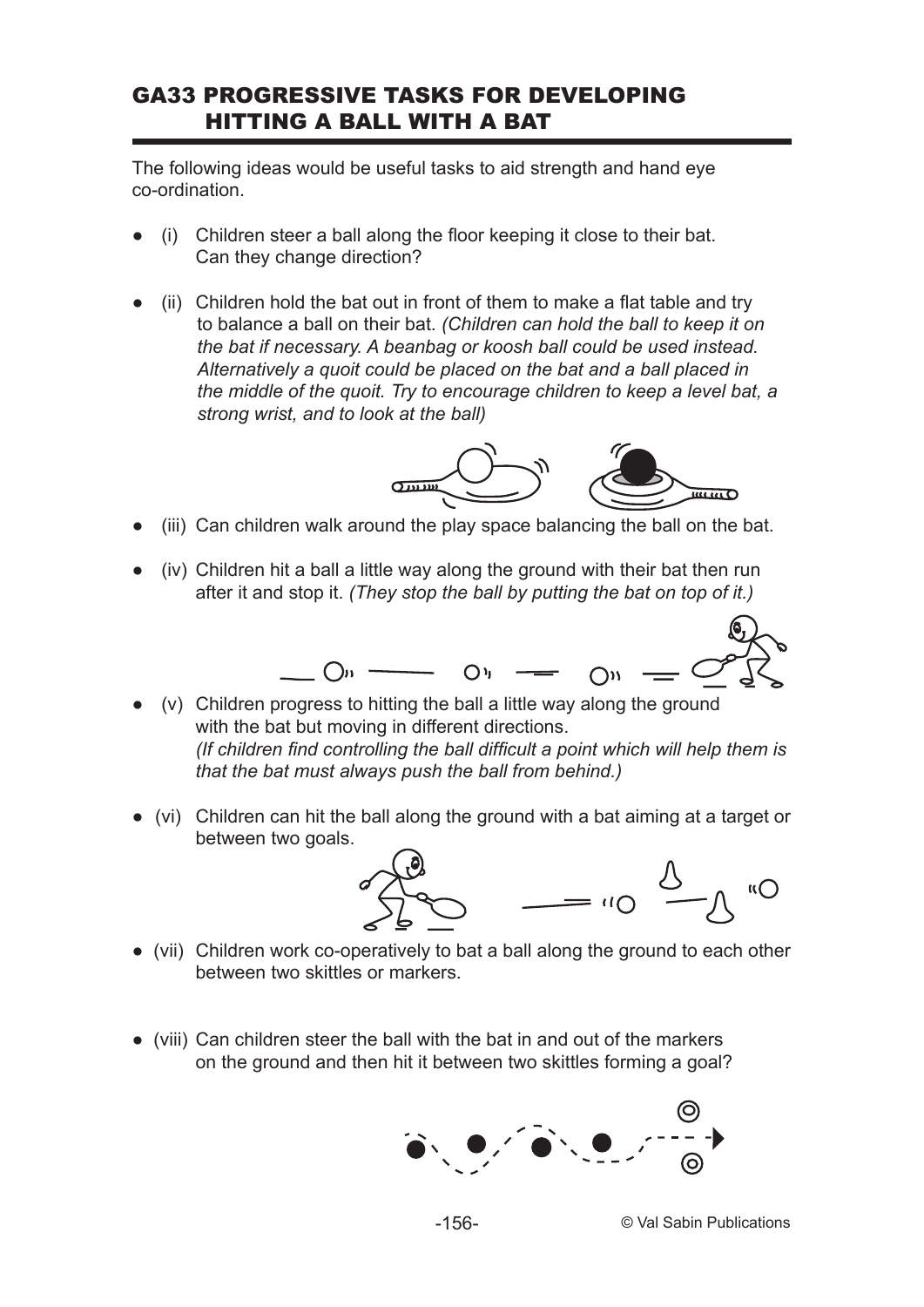## GA33 PROGRESSIVE TASKS FOR DEVELOPING HITTING A BALL WITH A BAT

The following ideas would be useful tasks to aid strength and hand eye co-ordination.

- (i) Children steer a ball along the floor keeping it close to their bat. Can they change direction?
- (ii) Children hold the bat out in front of them to make a flat table and try to balance a ball on their bat. *(Children can hold the ball to keep it on the bat if necessary. A beanbag or koosh ball could be used instead. Alternatively a quoit could be placed on the bat and a ball placed in the middle of the quoit. Try to encourage children to keep a level bat, a strong wrist, and to look at the ball)*
- (iii) Can children walk around the play space balancing the ball on the bat.
- (iv) Children hit a ball a little way along the ground with their bat then run after it and stop it. *(They stop the ball by putting the bat on top of it.)*
- (v) Children progress to hitting the ball a little way along the ground with the bat but moving in different directions. *(If children find controlling the ball difficult a point which will help them is that the bat must always push the ball from behind.)*
- (vi) Children can hit the ball along the ground with a bat aiming at a target or between two goals.
- (vii) Children work co-operatively to bat a ball along the ground to each other between two skittles or markers.
- (viii) Can children steer the ball with the bat in and out of the markers on the ground and then hit it between two skittles forming a goal?

© Val Sabin Publications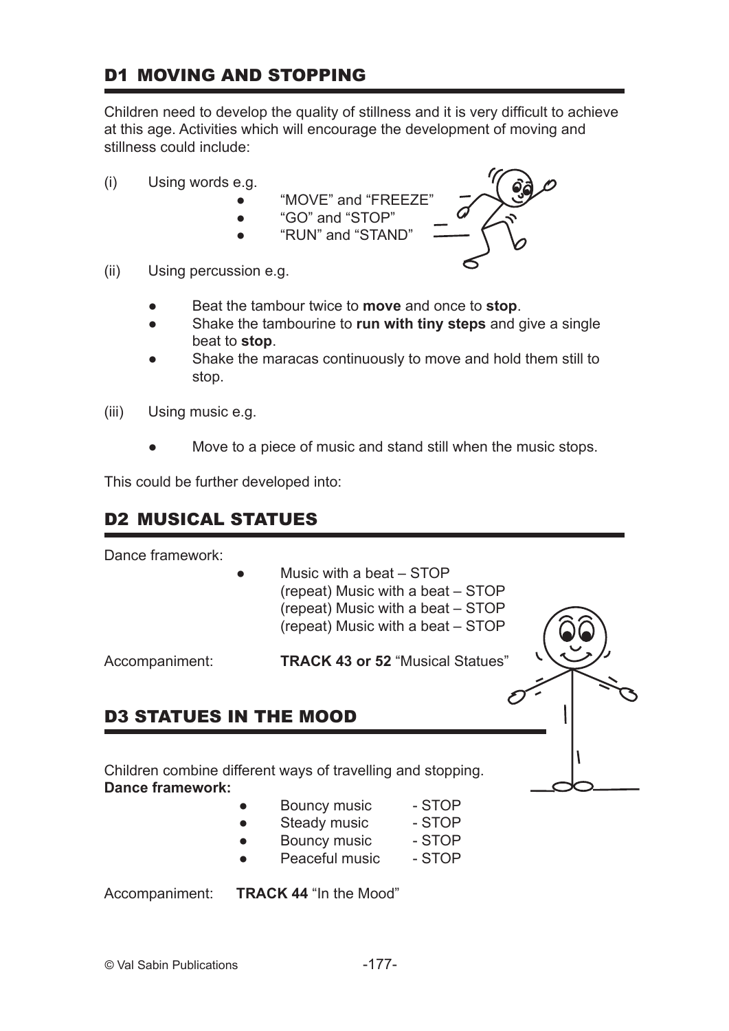## D1 MOVING AND STOPPING

Children need to develop the quality of stillness and it is very difficult to achieve at this age. Activities which will encourage the development of moving and stillness could include:

(i) Using words e.g.

- "MOVE" and "FREEZE"
- "GO" and "STOP"
- "RUN" and "STAND"

(ii) Using percussion e.g.

- Beat the tambour twice to **move** and once to **stop**.
- Shake the tambourine to **run with tiny steps** and give a single beat to **stop**.
- Shake the maracas continuously to move and hold them still to stop.

(iii) Using music e.g.

- Move to a piece of music and stand still when the music stops.

This could be further developed into:

## D2 MUSICAL STATUES

Dance framework:

- Music with a beat – STOP
  (repeat) Music with a beat – STOP
  (repeat) Music with a beat – STOP
  (repeat) Music with a beat – STOP

Accompaniment: **TRACK 43 or 52** "Musical Statues"

## D3 STATUES IN THE MOOD

Children combine different ways of travelling and stopping.
**Dance framework:**

- Bouncy music - STOP
- Steady music - STOP
- Bouncy music - STOP
- Peaceful music - STOP

Accompaniment: **TRACK 44** "In the Mood"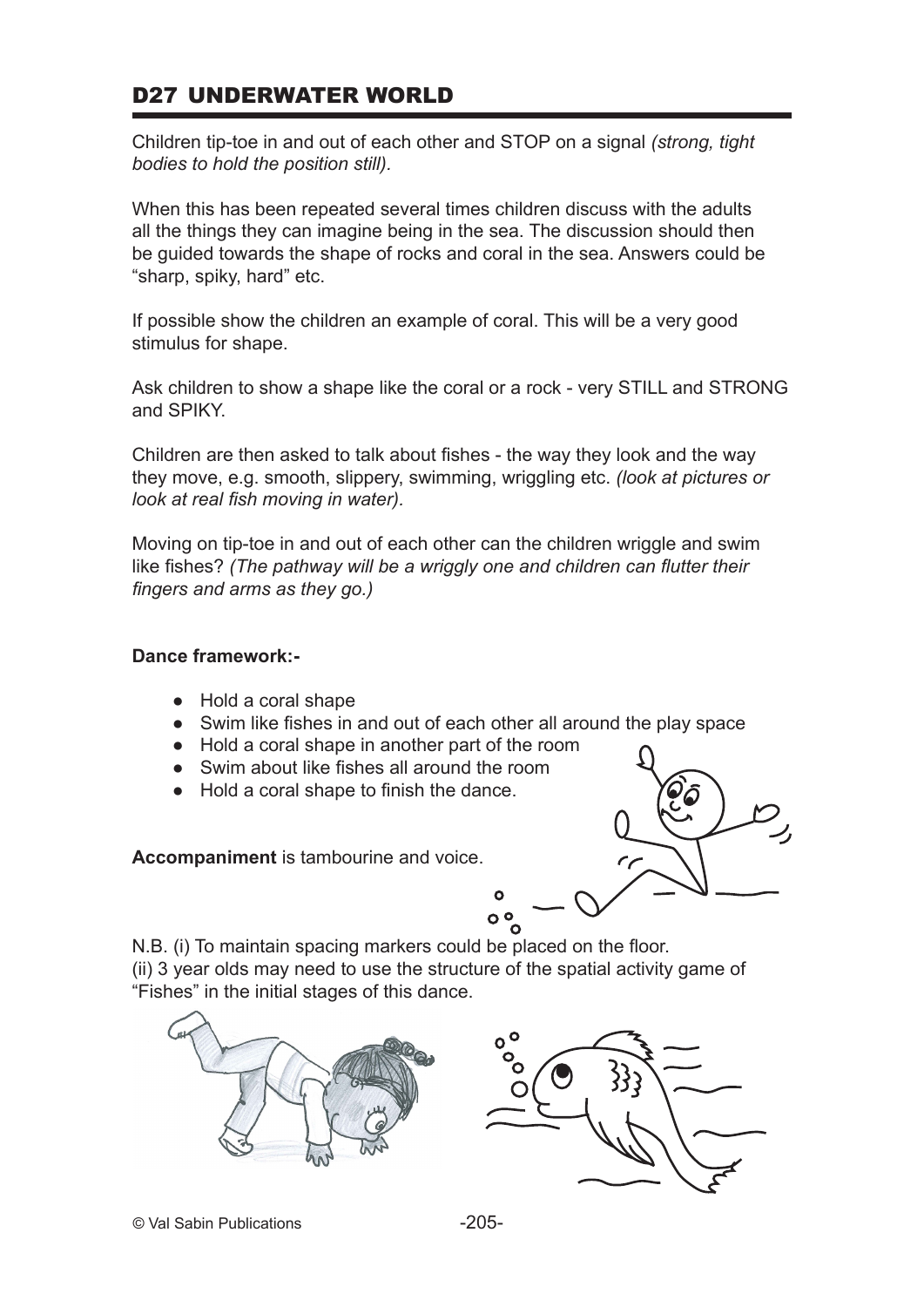## D27 UNDERWATER WORLD

Children tip-toe in and out of each other and STOP on a signal *(strong, tight bodies to hold the position still).*

When this has been repeated several times children discuss with the adults all the things they can imagine being in the sea. The discussion should then be guided towards the shape of rocks and coral in the sea. Answers could be "sharp, spiky, hard" etc.

If possible show the children an example of coral. This will be a very good stimulus for shape.

Ask children to show a shape like the coral or a rock - very STILL and STRONG and SPIKY.

Children are then asked to talk about fishes - the way they look and the way they move, e.g. smooth, slippery, swimming, wriggling etc. *(look at pictures or look at real fish moving in water).*

Moving on tip-toe in and out of each other can the children wriggle and swim like fishes? *(The pathway will be a wriggly one and children can flutter their fingers and arms as they go.)*

**Dance framework:-**

- Hold a coral shape
- Swim like fishes in and out of each other all around the play space
- Hold a coral shape in another part of the room
- Swim about like fishes all around the room
- Hold a coral shape to finish the dance.

**Accompaniment** is tambourine and voice.

N.B. (i) To maintain spacing markers could be placed on the floor.
(ii) 3 year olds may need to use the structure of the spatial activity game of "Fishes" in the initial stages of this dance.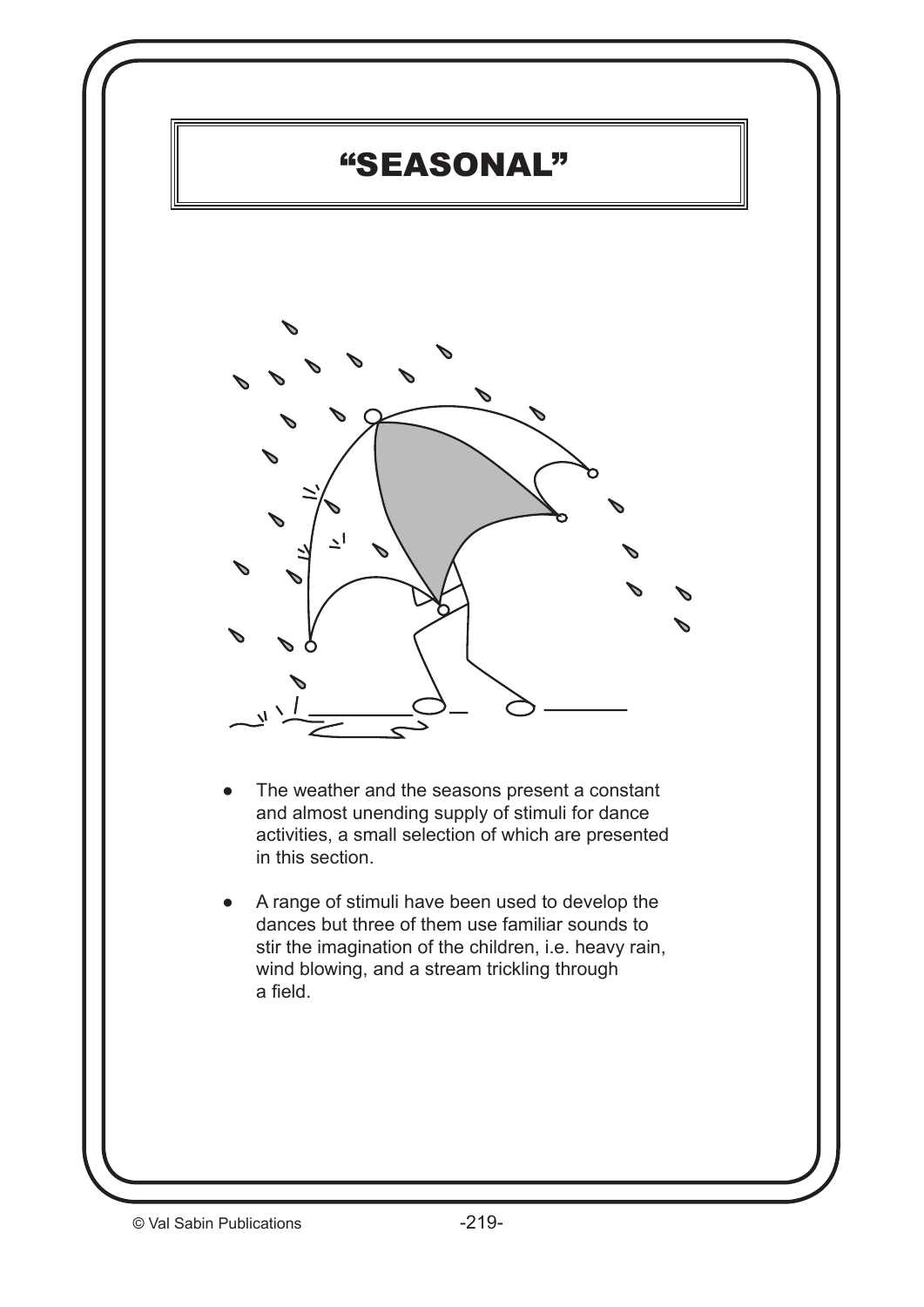# “SEASONAL”

- The weather and the seasons present a constant and almost unending supply of stimuli for dance activities, a small selection of which are presented in this section.
- A range of stimuli have been used to develop the dances but three of them use familiar sounds to stir the imagination of the children, i.e. heavy rain, wind blowing, and a stream trickling through a field.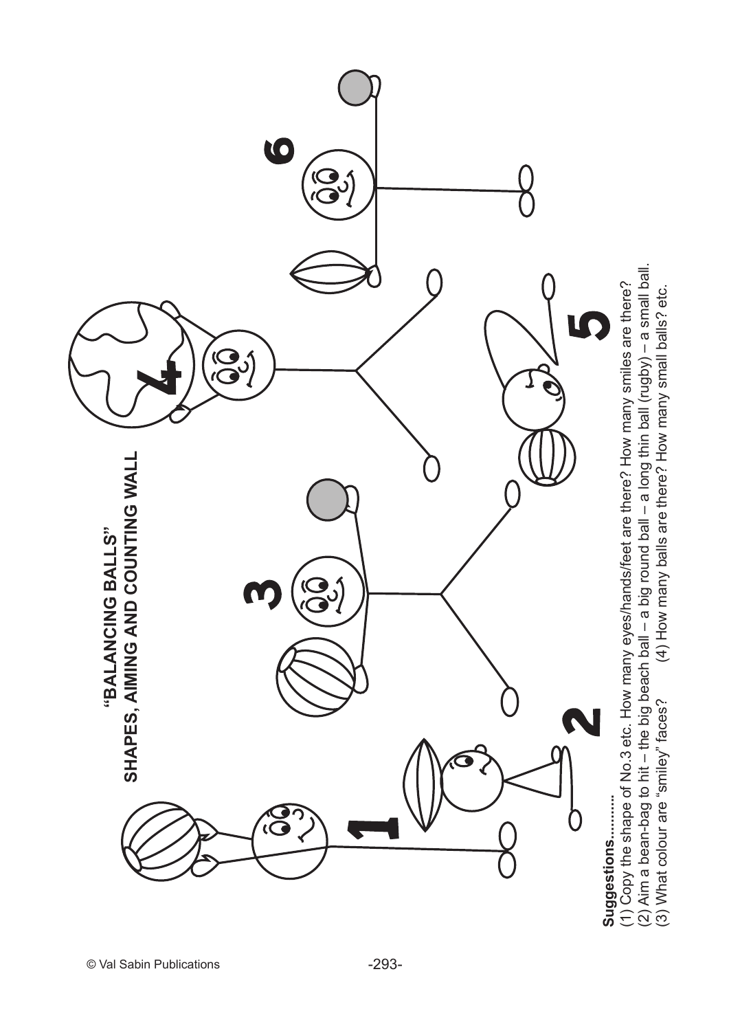# "BALANCING BALLS"

## SHAPES, AIMING AND COUNTING WALL

1

2

3

4

5

6

**Suggestions..........**

(1) Copy the shape of No.3 etc. How many eyes/hands/feet are there? How many smiles are there?
(2) Aim a bean-bag to hit – the big beach ball – a big round ball – a long thin ball (rugby) – a small ball.
(3) What colour are "smiley" faces? (4) How many balls are there? How many small balls? etc.

© Val Sabin Publications